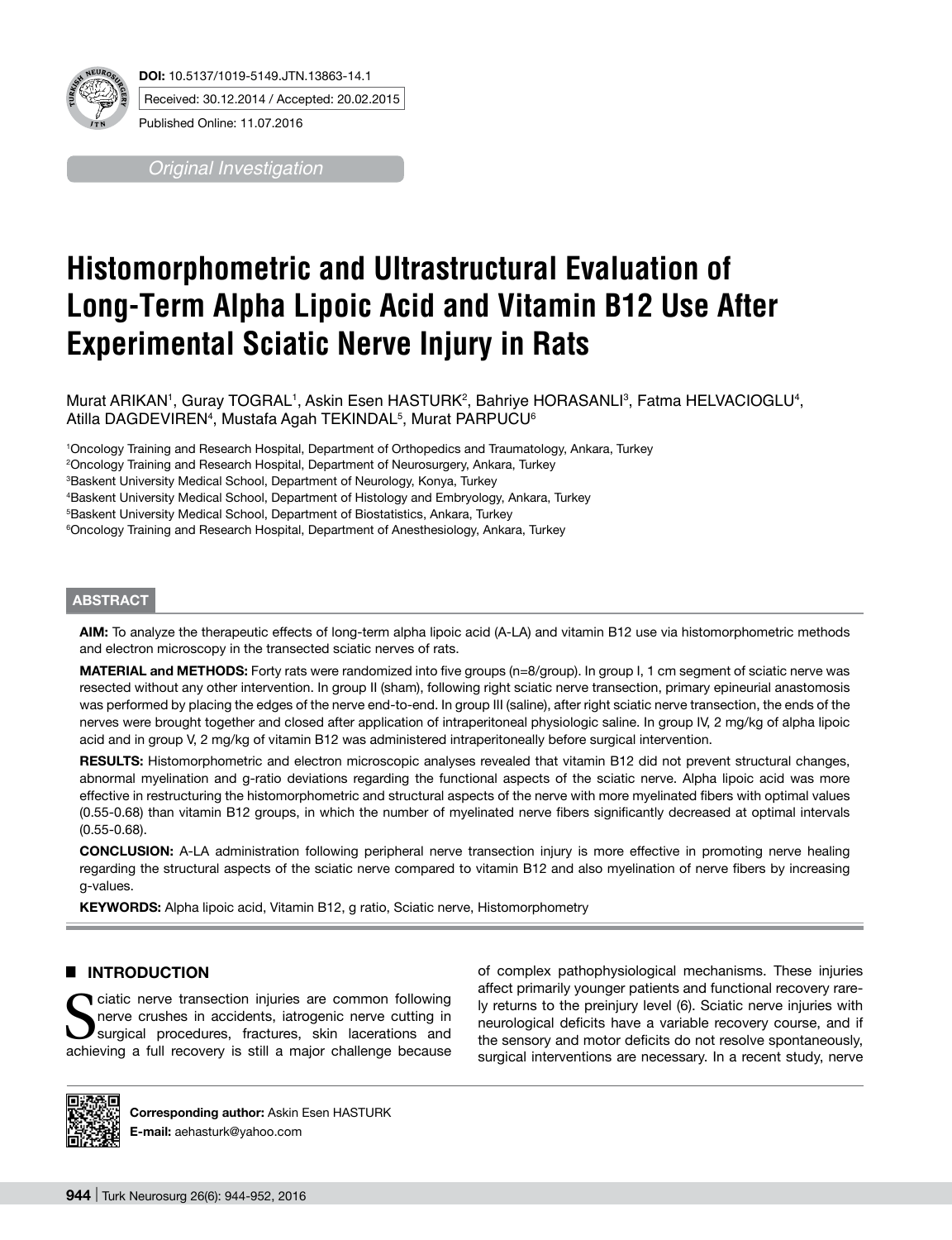**DOI:** 10.5137/1019-5149.JTN.13863-14.1

Received: 30.12.2014 / Accepted: 20.02.2015

Published Online: 11.07.2016

*Original Investigation*

# Histomorphometric and Ultrastructural Evaluation of Long-Term Alpha Lipoic Acid and Vitamin B12 Use After Experimental Sciatic Nerve Injury in Rats

Murat ARIKAN[1], Guray TOGRAL[1], Askin Esen HASTURK[2], Bahriye HORASANLI[3], Fatma HELVACIOGLU[4], Atilla DAGDEVIREN[4], Mustafa Agah TEKINDAL[5], Murat PARPUCU[6]

[1]Oncology Training and Research Hospital, Department of Orthopedics and Traumatology, Ankara, Turkey
[2]Oncology Training and Research Hospital, Department of Neurosurgery, Ankara, Turkey
[3]Baskent University Medical School, Department of Neurology, Konya, Turkey
[4]Baskent University Medical School, Department of Histology and Embryology, Ankara, Turkey
[5]Baskent University Medical School, Department of Biostatistics, Ankara, Turkey
[6]Oncology Training and Research Hospital, Department of Anesthesiology, Ankara, Turkey

## ABSTRACT

**AIM:** To analyze the therapeutic effects of long-term alpha lipoic acid (A-LA) and vitamin B12 use via histomorphometric methods and electron microscopy in the transected sciatic nerves of rats.

**MATERIAL and METHODS:** Forty rats were randomized into five groups (n=8/group). In group I, 1 cm segment of sciatic nerve was resected without any other intervention. In group II (sham), following right sciatic nerve transection, primary epineurial anastomosis was performed by placing the edges of the nerve end-to-end. In group III (saline), after right sciatic nerve transection, the ends of the nerves were brought together and closed after application of intraperitoneal physiologic saline. In group IV, 2 mg/kg of alpha lipoic acid and in group V, 2 mg/kg of vitamin B12 was administered intraperitoneally before surgical intervention.

**RESULTS:** Histomorphometric and electron microscopic analyses revealed that vitamin B12 did not prevent structural changes, abnormal myelination and g-ratio deviations regarding the functional aspects of the sciatic nerve. Alpha lipoic acid was more effective in restructuring the histomorphometric and structural aspects of the nerve with more myelinated fibers with optimal values (0.55-0.68) than vitamin B12 groups, in which the number of myelinated nerve fibers significantly decreased at optimal intervals (0.55-0.68).

**CONCLUSION:** A-LA administration following peripheral nerve transection injury is more effective in promoting nerve healing regarding the structural aspects of the sciatic nerve compared to vitamin B12 and also myelination of nerve fibers by increasing g-values.

**KEYWORDS:** Alpha lipoic acid, Vitamin B12, g ratio, Sciatic nerve, Histomorphometry

## INTRODUCTION

Sciatic nerve transection injuries are common following nerve crushes in accidents, iatrogenic nerve cutting in surgical procedures, fractures, skin lacerations and achieving a full recovery is still a major challenge because of complex pathophysiological mechanisms. These injuries affect primarily younger patients and functional recovery rarely returns to the preinjury level (6). Sciatic nerve injuries with neurological deficits have a variable recovery course, and if the sensory and motor deficits do not resolve spontaneously, surgical interventions are necessary. In a recent study, nerve

**Corresponding author:** Askin Esen HASTURK
**E-mail:** aehasturk@yahoo.com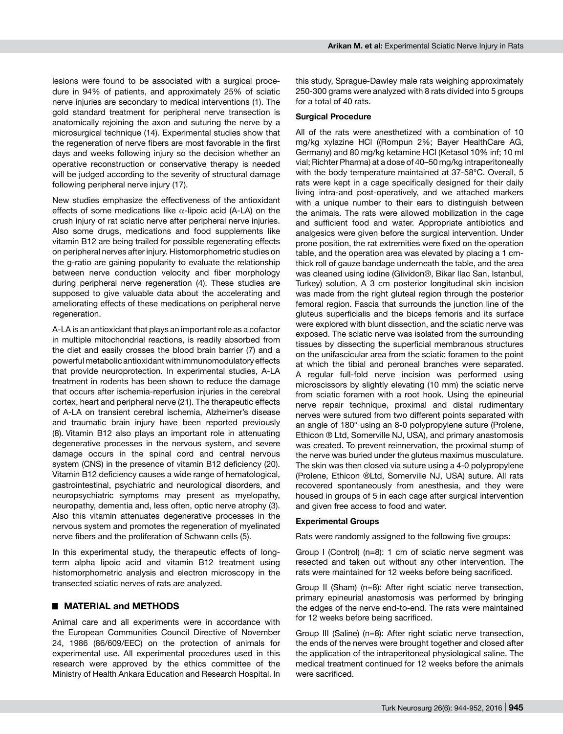lesions were found to be associated with a surgical procedure in 94% of patients, and approximately 25% of sciatic nerve injuries are secondary to medical interventions (1). The gold standard treatment for peripheral nerve transection is anatomically rejoining the axon and suturing the nerve by a microsurgical technique (14). Experimental studies show that the regeneration of nerve fibers are most favorable in the first days and weeks following injury so the decision whether an operative reconstruction or conservative therapy is needed will be judged according to the severity of structural damage following peripheral nerve injury (17).

New studies emphasize the effectiveness of the antioxidant effects of some medications like $\alpha$-lipoic acid (A-LA) on the crush injury of rat sciatic nerve after peripheral nerve injuries. Also some drugs, medications and food supplements like vitamin B12 are being trailed for possible regenerating effects on peripheral nerves after injury. Histomorphometric studies on the g-ratio are gaining popularity to evaluate the relationship between nerve conduction velocity and fiber morphology during peripheral nerve regeneration (4). These studies are supposed to give valuable data about the accelerating and ameliorating effects of these medications on peripheral nerve regeneration.

A-LA is an antioxidant that plays an important role as a cofactor in multiple mitochondrial reactions, is readily absorbed from the diet and easily crosses the blood brain barrier (7) and a powerful metabolic antioxidant with immunomodulatory effects that provide neuroprotection. In experimental studies, A-LA treatment in rodents has been shown to reduce the damage that occurs after ischemia-reperfusion injuries in the cerebral cortex, heart and peripheral nerve (21). The therapeutic effects of A-LA on transient cerebral ischemia, Alzheimer's disease and traumatic brain injury have been reported previously (8). Vitamin B12 also plays an important role in attenuating degenerative processes in the nervous system, and severe damage occurs in the spinal cord and central nervous system (CNS) in the presence of vitamin B12 deficiency (20). Vitamin B12 deficiency causes a wide range of hematological, gastrointestinal, psychiatric and neurological disorders, and neuropsychiatric symptoms may present as myelopathy, neuropathy, dementia and, less often, optic nerve atrophy (3). Also this vitamin attenuates degenerative processes in the nervous system and promotes the regeneration of myelinated nerve fibers and the proliferation of Schwann cells (5).

In this experimental study, the therapeutic effects of long-term alpha lipoic acid and vitamin B12 treatment using histomorphometric analysis and electron microscopy in the transected sciatic nerves of rats are analyzed.

## MATERIAL and METHODS

Animal care and all experiments were in accordance with the European Communities Council Directive of November 24, 1986 (86/609/EEC) on the protection of animals for experimental use. All experimental procedures used in this research were approved by the ethics committee of the Ministry of Health Ankara Education and Research Hospital. In this study, Sprague-Dawley male rats weighing approximately 250-300 grams were analyzed with 8 rats divided into 5 groups for a total of 40 rats.

### Surgical Procedure

All of the rats were anesthetized with a combination of 10 mg/kg xylazine HCl ((Rompun 2%; Bayer HealthCare AG, Germany) and 80 mg/kg ketamine HCl (Ketasol 10% inf; 10 ml vial; Richter Pharma) at a dose of 40–50 mg/kg intraperitoneally with the body temperature maintained at 37-58°C. Overall, 5 rats were kept in a cage specifically designed for their daily living intra-and post-operatively, and we attached markers with a unique number to their ears to distinguish between the animals. The rats were allowed mobilization in the cage and sufficient food and water. Appropriate antibiotics and analgesics were given before the surgical intervention. Under prone position, the rat extremities were fixed on the operation table, and the operation area was elevated by placing a 1 cm-thick roll of gauze bandage underneath the table, and the area was cleaned using iodine (Glividon®, Bikar Ilac San, Istanbul, Turkey) solution. A 3 cm posterior longitudinal skin incision was made from the right gluteal region through the posterior femoral region. Fascia that surrounds the junction line of the gluteus superficialis and the biceps femoris and its surface were explored with blunt dissection, and the sciatic nerve was exposed. The sciatic nerve was isolated from the surrounding tissues by dissecting the superficial membranous structures on the unifascicular area from the sciatic foramen to the point at which the tibial and peroneal branches were separated. A regular full-fold nerve incision was performed using microscissors by slightly elevating (10 mm) the sciatic nerve from sciatic foramen with a root hook. Using the epineurial nerve repair technique, proximal and distal rudimentary nerves were sutured from two different points separated with an angle of 180° using an 8-0 polypropylene suture (Prolene, Ethicon ® Ltd, Somerville NJ, USA), and primary anastomosis was created. To prevent reinnervation, the proximal stump of the nerve was buried under the gluteus maximus musculature. The skin was then closed via suture using a 4-0 polypropylene (Prolene, Ethicon ®Ltd, Somerville NJ, USA) suture. All rats recovered spontaneously from anesthesia, and they were housed in groups of 5 in each cage after surgical intervention and given free access to food and water.

### Experimental Groups

Rats were randomly assigned to the following five groups:

Group I (Control) (n=8): 1 cm of sciatic nerve segment was resected and taken out without any other intervention. The rats were maintained for 12 weeks before being sacrificed.

Group II (Sham) (n=8): After right sciatic nerve transection, primary epineurial anastomosis was performed by bringing the edges of the nerve end-to-end. The rats were maintained for 12 weeks before being sacrificed.

Group III (Saline) (n=8): After right sciatic nerve transection, the ends of the nerves were brought together and closed after the application of the intraperitoneal physiological saline. The medical treatment continued for 12 weeks before the animals were sacrificed.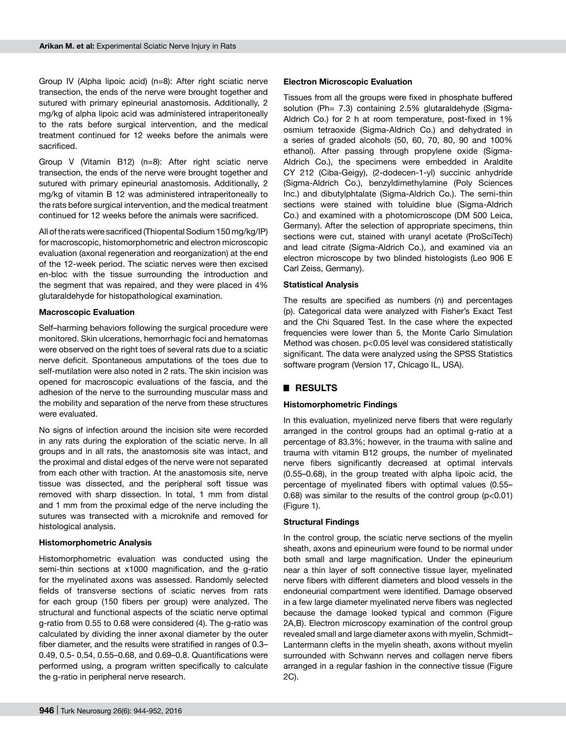Group IV (Alpha lipoic acid) (n=8): After right sciatic nerve transection, the ends of the nerve were brought together and sutured with primary epineurial anastomosis. Additionally, 2 mg/kg of alpha lipoic acid was administered intraperitoneally to the rats before surgical intervention, and the medical treatment continued for 12 weeks before the animals were sacrificed.

Group V (Vitamin B12) (n=8): After right sciatic nerve transection, the ends of the nerve were brought together and sutured with primary epineurial anastomosis. Additionally, 2 mg/kg of vitamin B 12 was administered intraperitoneally to the rats before surgical intervention, and the medical treatment continued for 12 weeks before the animals were sacrificed.

All of the rats were sacrificed (Thiopental Sodium 150 mg/kg/IP) for macroscopic, histomorphometric and electron microscopic evaluation (axonal regeneration and reorganization) at the end of the 12-week period. The sciatic nerves were then excised en-bloc with the tissue surrounding the introduction and the segment that was repaired, and they were placed in 4% glutaraldehyde for histopathological examination.

**Macroscopic Evaluation**

Self–harming behaviors following the surgical procedure were monitored. Skin ulcerations, hemorrhagic foci and hematomas were observed on the right toes of several rats due to a sciatic nerve deficit. Spontaneous amputations of the toes due to self-mutilation were also noted in 2 rats. The skin incision was opened for macroscopic evaluations of the fascia, and the adhesion of the nerve to the surrounding muscular mass and the mobility and separation of the nerve from these structures were evaluated.

No signs of infection around the incision site were recorded in any rats during the exploration of the sciatic nerve. In all groups and in all rats, the anastomosis site was intact, and the proximal and distal edges of the nerve were not separated from each other with traction. At the anastomosis site, nerve tissue was dissected, and the peripheral soft tissue was removed with sharp dissection. In total, 1 mm from distal and 1 mm from the proximal edge of the nerve including the sutures was transected with a microknife and removed for histological analysis.

**Histomorphometric Analysis**

Histomorphometric evaluation was conducted using the semi-thin sections at x1000 magnification, and the g-ratio for the myelinated axons was assessed. Randomly selected fields of transverse sections of sciatic nerves from rats for each group (150 fibers per group) were analyzed. The structural and functional aspects of the sciatic nerve optimal g-ratio from 0.55 to 0.68 were considered (4). The g-ratio was calculated by dividing the inner axonal diameter by the outer fiber diameter, and the results were stratified in ranges of 0.3–0.49, 0.5- 0,54, 0.55–0.68, and 0.69–0.8. Quantifications were performed using, a program written specifically to calculate the g-ratio in peripheral nerve research.

**Electron Microscopic Evaluation**

Tissues from all the groups were fixed in phosphate buffered solution (Ph= 7.3) containing 2.5% glutaraldehyde (Sigma-Aldrich Co.) for 2 h at room temperature, post-fixed in 1% osmium tetraoxide (Sigma-Aldrich Co.) and dehydrated in a series of graded alcohols (50, 60, 70, 80, 90 and 100% ethanol). After passing through propylene oxide (Sigma-Aldrich Co.), the specimens were embedded in Araldite CY 212 (Ciba-Geigy), (2-dodecen-1-yl) succinic anhydride (Sigma-Aldrich Co.), benzyldimethylamine (Poly Sciences Inc.) and dibutylphtalate (Sigma-Aldrich Co.). The semi-thin sections were stained with toluidine blue (Sigma-Aldrich Co.) and examined with a photomicroscope (DM 500 Leica, Germany). After the selection of appropriate specimens, thin sections were cut, stained with uranyl acetate (ProSciTech) and lead citrate (Sigma-Aldrich Co.), and examined via an electron microscope by two blinded histologists (Leo 906 E Carl Zeiss, Germany).

**Statistical Analysis**

The results are specified as numbers (n) and percentages (p). Categorical data were analyzed with Fisher's Exact Test and the Chi Squared Test. In the case where the expected frequencies were lower than 5, the Monte Carlo Simulation Method was chosen. $p<0.05$ level was considered statistically significant. The data were analyzed using the SPSS Statistics software program (Version 17, Chicago IL, USA).

## RESULTS

**Histomorphometric Findings**

In this evaluation, myelinized nerve fibers that were regularly arranged in the control groups had an optimal g-ratio at a percentage of 83.3%; however, in the trauma with saline and trauma with vitamin B12 groups, the number of myelinated nerve fibers significantly decreased at optimal intervals (0.55–0.68), in the group treated with alpha lipoic acid, the percentage of myelinated fibers with optimal values (0.55–0.68) was similar to the results of the control group ($p<0.01$) (Figure 1).

**Structural Findings**

In the control group, the sciatic nerve sections of the myelin sheath, axons and epineurium were found to be normal under both small and large magnification. Under the epineurium near a thin layer of soft connective tissue layer, myelinated nerve fibers with different diameters and blood vessels in the endoneurial compartment were identified. Damage observed in a few large diameter myelinated nerve fibers was neglected because the damage looked typical and common (Figure 2A,B). Electron microscopy examination of the control group revealed small and large diameter axons with myelin, Schmidt–Lantermann clefts in the myelin sheath, axons without myelin surrounded with Schwann nerves and collagen nerve fibers arranged in a regular fashion in the connective tissue (Figure 2C).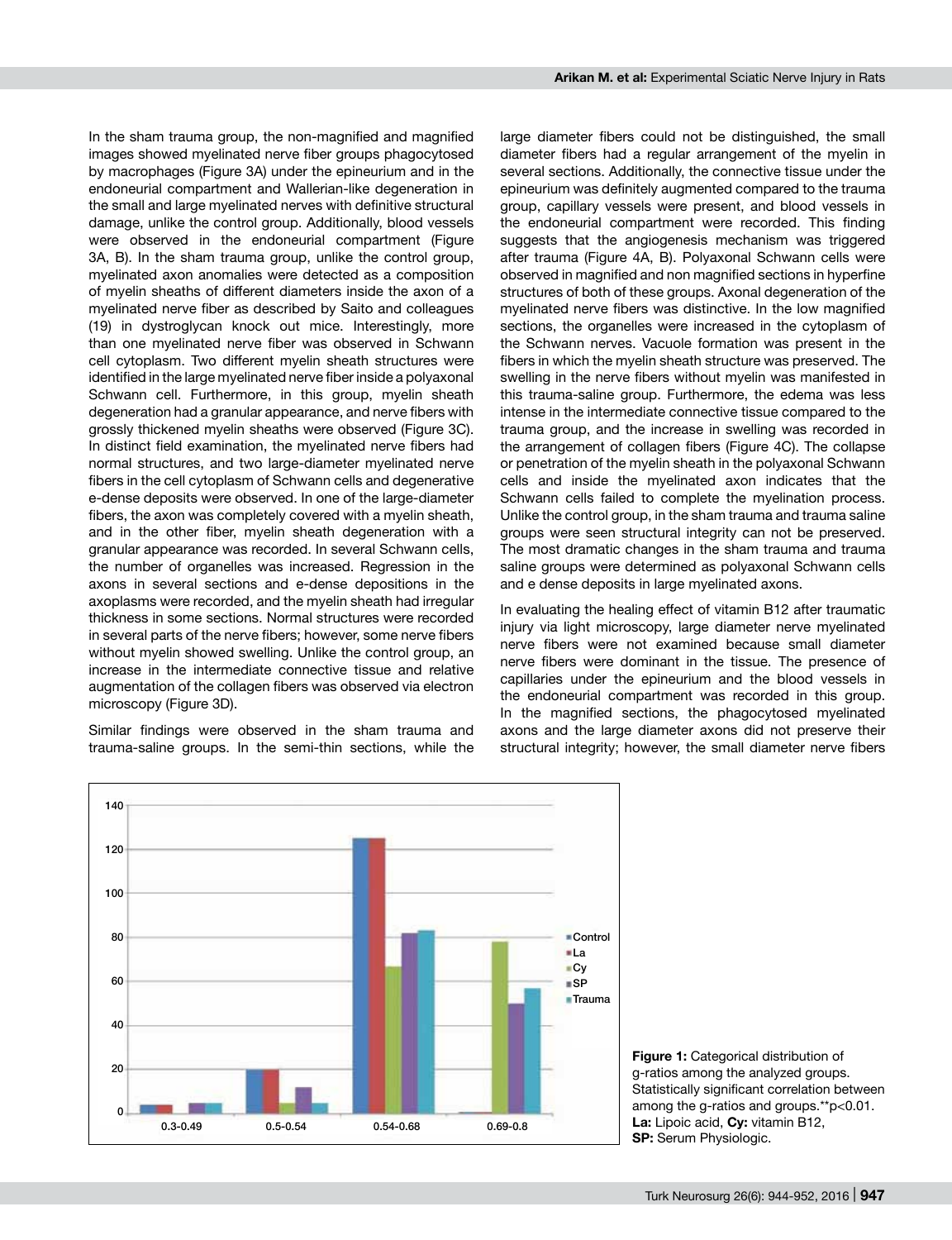In the sham trauma group, the non-magnified and magnified images showed myelinated nerve fiber groups phagocytosed by macrophages (Figure 3A) under the epineurium and in the endoneurial compartment and Wallerian-like degeneration in the small and large myelinated nerves with definitive structural damage, unlike the control group. Additionally, blood vessels were observed in the endoneurial compartment (Figure 3A, B). In the sham trauma group, unlike the control group, myelinated axon anomalies were detected as a composition of myelin sheaths of different diameters inside the axon of a myelinated nerve fiber as described by Saito and colleagues (19) in dystroglycan knock out mice. Interestingly, more than one myelinated nerve fiber was observed in Schwann cell cytoplasm. Two different myelin sheath structures were identified in the large myelinated nerve fiber inside a polyaxonal Schwann cell. Furthermore, in this group, myelin sheath degeneration had a granular appearance, and nerve fibers with grossly thickened myelin sheaths were observed (Figure 3C). In distinct field examination, the myelinated nerve fibers had normal structures, and two large-diameter myelinated nerve fibers in the cell cytoplasm of Schwann cells and degenerative e-dense deposits were observed. In one of the large-diameter fibers, the axon was completely covered with a myelin sheath, and in the other fiber, myelin sheath degeneration with a granular appearance was recorded. In several Schwann cells, the number of organelles was increased. Regression in the axons in several sections and e-dense depositions in the axoplasms were recorded, and the myelin sheath had irregular thickness in some sections. Normal structures were recorded in several parts of the nerve fibers; however, some nerve fibers without myelin showed swelling. Unlike the control group, an increase in the intermediate connective tissue and relative augmentation of the collagen fibers was observed via electron microscopy (Figure 3D).

Similar findings were observed in the sham trauma and trauma-saline groups. In the semi-thin sections, while the large diameter fibers could not be distinguished, the small diameter fibers had a regular arrangement of the myelin in several sections. Additionally, the connective tissue under the epineurium was definitely augmented compared to the trauma group, capillary vessels were present, and blood vessels in the endoneurial compartment were recorded. This finding suggests that the angiogenesis mechanism was triggered after trauma (Figure 4A, B). Polyaxonal Schwann cells were observed in magnified and non magnified sections in hyperfine structures of both of these groups. Axonal degeneration of the myelinated nerve fibers was distinctive. In the low magnified sections, the organelles were increased in the cytoplasm of the Schwann nerves. Vacuole formation was present in the fibers in which the myelin sheath structure was preserved. The swelling in the nerve fibers without myelin was manifested in this trauma-saline group. Furthermore, the edema was less intense in the intermediate connective tissue compared to the trauma group, and the increase in swelling was recorded in the arrangement of collagen fibers (Figure 4C). The collapse or penetration of the myelin sheath in the polyaxonal Schwann cells and inside the myelinated axon indicates that the Schwann cells failed to complete the myelination process. Unlike the control group, in the sham trauma and trauma saline groups were seen structural integrity can not be preserved. The most dramatic changes in the sham trauma and trauma saline groups were determined as polyaxonal Schwann cells and e dense deposits in large myelinated axons.

In evaluating the healing effect of vitamin B12 after traumatic injury via light microscopy, large diameter nerve myelinated nerve fibers were not examined because small diameter nerve fibers were dominant in the tissue. The presence of capillaries under the epineurium and the blood vessels in the endoneurial compartment was recorded in this group. In the magnified sections, the phagocytosed myelinated axons and the large diameter axons did not preserve their structural integrity; however, the small diameter nerve fibers

**Figure 1:** Categorical distribution of g-ratios among the analyzed groups. Statistically significant correlation between among the g-ratios and groups.**p<0.01. **La:** Lipoic acid, **Cy:** vitamin B12, **SP:** Serum Physiologic.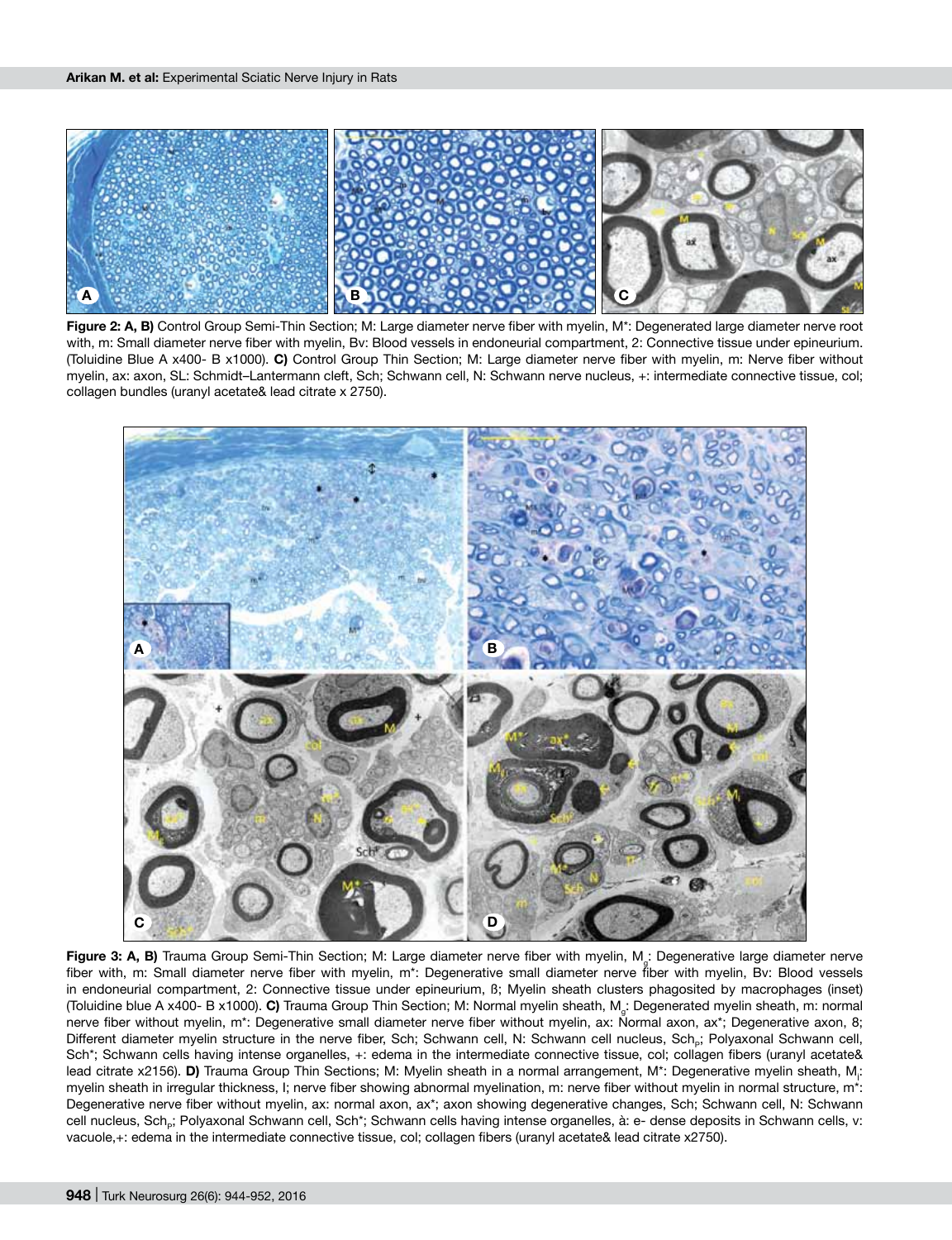**Figure 2: A, B)** Control Group Semi-Thin Section; M: Large diameter nerve fiber with myelin, M*: Degenerated large diameter nerve root with, m: Small diameter nerve fiber with myelin, Bv: Blood vessels in endoneurial compartment, 2: Connective tissue under epineurium. (Toluidine Blue A x400- B x1000). **C)** Control Group Thin Section; M: Large diameter nerve fiber with myelin, m: Nerve fiber without myelin, ax: axon, SL: Schmidt–Lantermann cleft, Sch; Schwann cell, N: Schwann nerve nucleus, +: intermediate connective tissue, col; collagen bundles (uranyl acetate& lead citrate x 2750).

**Figure 3: A, B)** Trauma Group Semi-Thin Section; M: Large diameter nerve fiber with myelin, $M_g$: Degenerative large diameter nerve fiber with, m: Small diameter nerve fiber with myelin, m*: Degenerative small diameter nerve fiber with myelin, Bv: Blood vessels in endoneurial compartment, 2: Connective tissue under epineurium, ß; Myelin sheath clusters phagosited by macrophages (inset) (Toluidine blue A x400- B x1000). **C)** Trauma Group Thin Section; M: Normal myelin sheath, $M_g$: Degenerated myelin sheath, m: normal nerve fiber without myelin, m*: Degenerative small diameter nerve fiber without myelin, ax: Normal axon, ax*; Degenerative axon, 8; Different diameter myelin structure in the nerve fiber, Sch; Schwann cell, N: Schwann cell nucleus, $Sch_p$; Polyaxonal Schwann cell, Sch*; Schwann cells having intense organelles, +: edema in the intermediate connective tissue, col; collagen fibers (uranyl acetate& lead citrate x2156). **D)** Trauma Group Thin Sections; M: Myelin sheath in a normal arrangement, M*: Degenerative myelin sheath, $M_i$: myelin sheath in irregular thickness, I; nerve fiber showing abnormal myelination, m: nerve fiber without myelin in normal structure, m*: Degenerative nerve fiber without myelin, ax: normal axon, ax*; axon showing degenerative changes, Sch; Schwann cell, N: Schwann cell nucleus, $Sch_p$; Polyaxonal Schwann cell, Sch*; Schwann cells having intense organelles, à: e- dense deposits in Schwann cells, v: vacuole,+: edema in the intermediate connective tissue, col; collagen fibers (uranyl acetate& lead citrate x2750).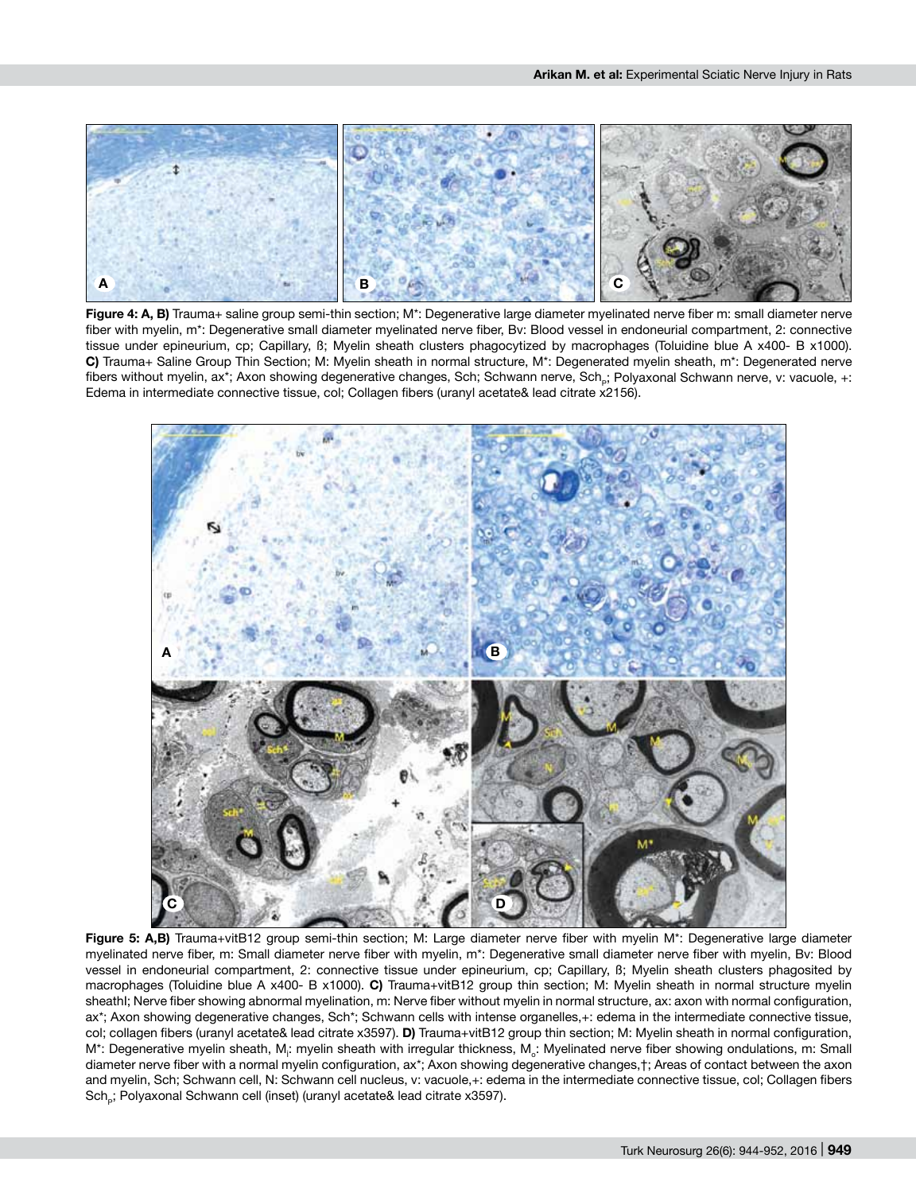**Figure 4: A, B)** Trauma+ saline group semi-thin section; M*: Degenerative large diameter myelinated nerve fiber m: small diameter nerve fiber with myelin, m*: Degenerative small diameter myelinated nerve fiber, Bv: Blood vessel in endoneurial compartment, 2: connective tissue under epineurium, cp; Capillary, ß; Myelin sheath clusters phagocytized by macrophages (Toluidine blue A x400- B x1000). **C)** Trauma+ Saline Group Thin Section; M: Myelin sheath in normal structure, M*: Degenerated myelin sheath, m*: Degenerated nerve fibers without myelin, ax*; Axon showing degenerative changes, Sch; Schwann nerve, $Sch_p$; Polyaxonal Schwann nerve, v: vacuole, +: Edema in intermediate connective tissue, col; Collagen fibers (uranyl acetate& lead citrate x2156).

**Figure 5: A,B)** Trauma+vitB12 group semi-thin section; M: Large diameter nerve fiber with myelin M*: Degenerative large diameter myelinated nerve fiber, m: Small diameter nerve fiber with myelin, m*: Degenerative small diameter nerve fiber with myelin, Bv: Blood vessel in endoneurial compartment, 2: connective tissue under epineurium, cp; Capillary, ß; Myelin sheath clusters phagosited by macrophages (Toluidine blue A x400- B x1000). **C)** Trauma+vitB12 group thin section; M: Myelin sheath in normal structure myelin sheathl; Nerve fiber showing abnormal myelination, m: Nerve fiber without myelin in normal structure, ax: axon with normal configuration, ax*; Axon showing degenerative changes, Sch*; Schwann cells with intense organelles,+: edema in the intermediate connective tissue, col; collagen fibers (uranyl acetate& lead citrate x3597). **D)** Trauma+vitB12 group thin section; M: Myelin sheath in normal configuration, M*: Degenerative myelin sheath, $M_i$: myelin sheath with irregular thickness, $M_o$: Myelinated nerve fiber showing ondulations, m: Small diameter nerve fiber with a normal myelin configuration, ax*; Axon showing degenerative changes,†; Areas of contact between the axon and myelin, Sch; Schwann cell, N: Schwann cell nucleus, v: vacuole,+: edema in the intermediate connective tissue, col; Collagen fibers $Sch_p$; Polyaxonal Schwann cell (inset) (uranyl acetate& lead citrate x3597).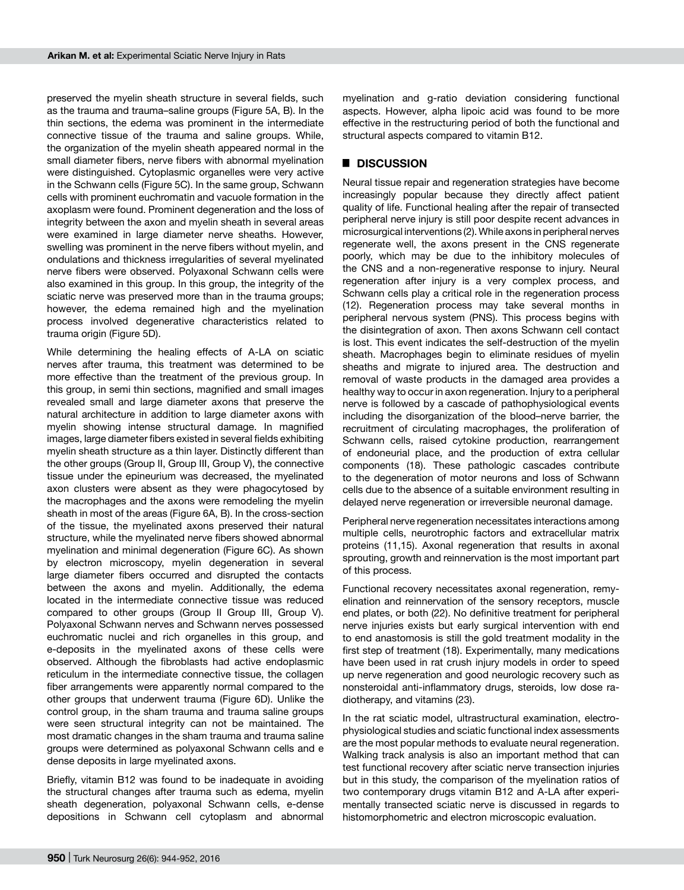preserved the myelin sheath structure in several fields, such as the trauma and trauma–saline groups (Figure 5A, B). In the thin sections, the edema was prominent in the intermediate connective tissue of the trauma and saline groups. While, the organization of the myelin sheath appeared normal in the small diameter fibers, nerve fibers with abnormal myelination were distinguished. Cytoplasmic organelles were very active in the Schwann cells (Figure 5C). In the same group, Schwann cells with prominent euchromatin and vacuole formation in the axoplasm were found. Prominent degeneration and the loss of integrity between the axon and myelin sheath in several areas were examined in large diameter nerve sheaths. However, swelling was prominent in the nerve fibers without myelin, and ondulations and thickness irregularities of several myelinated nerve fibers were observed. Polyaxonal Schwann cells were also examined in this group. In this group, the integrity of the sciatic nerve was preserved more than in the trauma groups; however, the edema remained high and the myelination process involved degenerative characteristics related to trauma origin (Figure 5D).

While determining the healing effects of A-LA on sciatic nerves after trauma, this treatment was determined to be more effective than the treatment of the previous group. In this group, in semi thin sections, magnified and small images revealed small and large diameter axons that preserve the natural architecture in addition to large diameter axons with myelin showing intense structural damage. In magnified images, large diameter fibers existed in several fields exhibiting myelin sheath structure as a thin layer. Distinctly different than the other groups (Group II, Group III, Group V), the connective tissue under the epineurium was decreased, the myelinated axon clusters were absent as they were phagocytosed by the macrophages and the axons were remodeling the myelin sheath in most of the areas (Figure 6A, B). In the cross-section of the tissue, the myelinated axons preserved their natural structure, while the myelinated nerve fibers showed abnormal myelination and minimal degeneration (Figure 6C). As shown by electron microscopy, myelin degeneration in several large diameter fibers occurred and disrupted the contacts between the axons and myelin. Additionally, the edema located in the intermediate connective tissue was reduced compared to other groups (Group II Group III, Group V). Polyaxonal Schwann nerves and Schwann nerves possessed euchromatic nuclei and rich organelles in this group, and e-deposits in the myelinated axons of these cells were observed. Although the fibroblasts had active endoplasmic reticulum in the intermediate connective tissue, the collagen fiber arrangements were apparently normal compared to the other groups that underwent trauma (Figure 6D). Unlike the control group, in the sham trauma and trauma saline groups were seen structural integrity can not be maintained. The most dramatic changes in the sham trauma and trauma saline groups were determined as polyaxonal Schwann cells and e dense deposits in large myelinated axons.

Briefly, vitamin B12 was found to be inadequate in avoiding the structural changes after trauma such as edema, myelin sheath degeneration, polyaxonal Schwann cells, e-dense depositions in Schwann cell cytoplasm and abnormal myelination and g-ratio deviation considering functional aspects. However, alpha lipoic acid was found to be more effective in the restructuring period of both the functional and structural aspects compared to vitamin B12.

## DISCUSSION

Neural tissue repair and regeneration strategies have become increasingly popular because they directly affect patient quality of life. Functional healing after the repair of transected peripheral nerve injury is still poor despite recent advances in microsurgical interventions (2). While axons in peripheral nerves regenerate well, the axons present in the CNS regenerate poorly, which may be due to the inhibitory molecules of the CNS and a non-regenerative response to injury. Neural regeneration after injury is a very complex process, and Schwann cells play a critical role in the regeneration process (12). Regeneration process may take several months in peripheral nervous system (PNS). This process begins with the disintegration of axon. Then axons Schwann cell contact is lost. This event indicates the self-destruction of the myelin sheath. Macrophages begin to eliminate residues of myelin sheaths and migrate to injured area. The destruction and removal of waste products in the damaged area provides a healthy way to occur in axon regeneration. Injury to a peripheral nerve is followed by a cascade of pathophysiological events including the disorganization of the blood–nerve barrier, the recruitment of circulating macrophages, the proliferation of Schwann cells, raised cytokine production, rearrangement of endoneurial place, and the production of extra cellular components (18). These pathologic cascades contribute to the degeneration of motor neurons and loss of Schwann cells due to the absence of a suitable environment resulting in delayed nerve regeneration or irreversible neuronal damage.

Peripheral nerve regeneration necessitates interactions among multiple cells, neurotrophic factors and extracellular matrix proteins (11,15). Axonal regeneration that results in axonal sprouting, growth and reinnervation is the most important part of this process.

Functional recovery necessitates axonal regeneration, remyelination and reinnervation of the sensory receptors, muscle end plates, or both (22). No definitive treatment for peripheral nerve injuries exists but early surgical intervention with end to end anastomosis is still the gold treatment modality in the first step of treatment (18). Experimentally, many medications have been used in rat crush injury models in order to speed up nerve regeneration and good neurologic recovery such as nonsteroidal anti-inflammatory drugs, steroids, low dose radiotherapy, and vitamins (23).

In the rat sciatic model, ultrastructural examination, electrophysiological studies and sciatic functional index assessments are the most popular methods to evaluate neural regeneration. Walking track analysis is also an important method that can test functional recovery after sciatic nerve transection injuries but in this study, the comparison of the myelination ratios of two contemporary drugs vitamin B12 and A-LA after experimentally transected sciatic nerve is discussed in regards to histomorphometric and electron microscopic evaluation.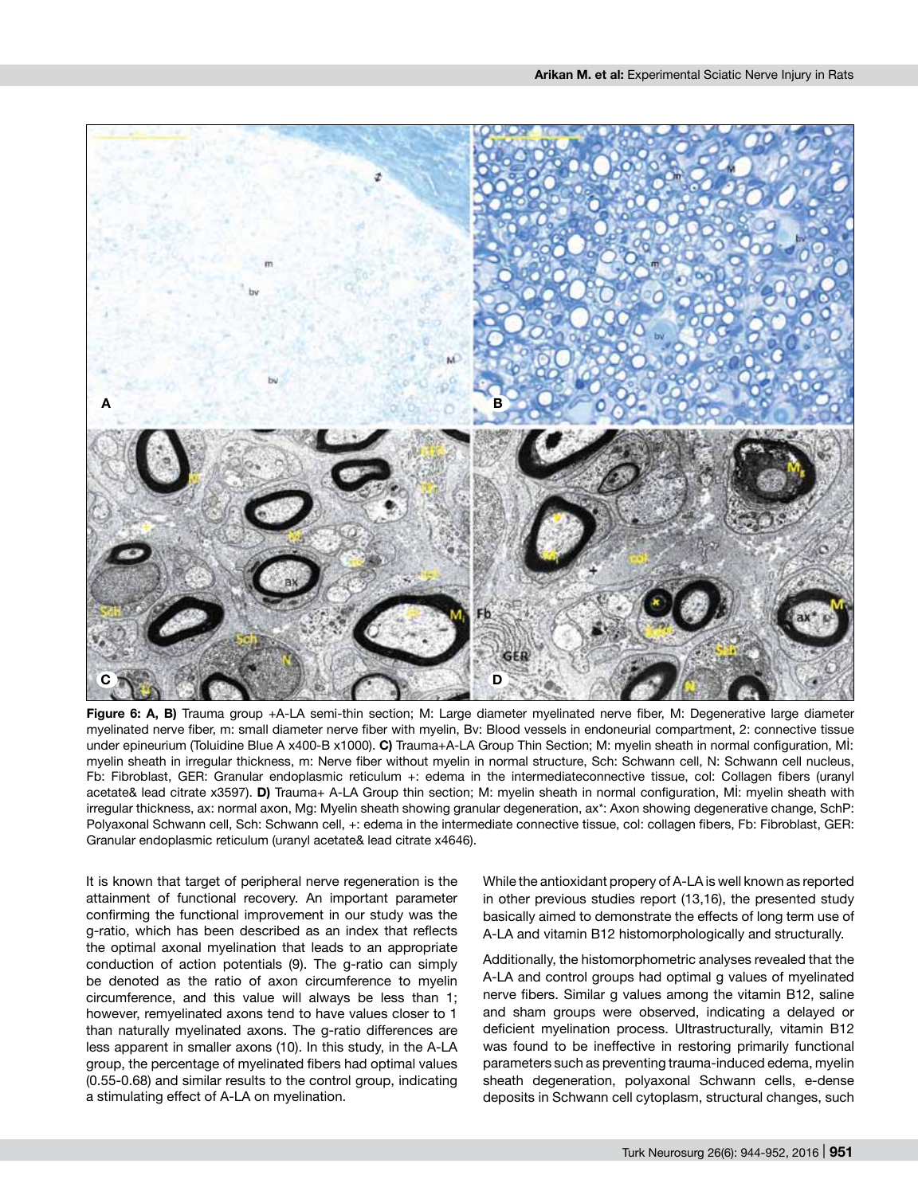**Figure 6: A, B)** Trauma group +A-LA semi-thin section; M: Large diameter myelinated nerve fiber, M: Degenerative large diameter myelinated nerve fiber, m: small diameter nerve fiber with myelin, Bv: Blood vessels in endoneurial compartment, 2: connective tissue under epineurium (Toluidine Blue A x400-B x1000). **C)** Trauma+A-LA Group Thin Section; M: myelin sheath in normal configuration, Mİ: myelin sheath in irregular thickness, m: Nerve fiber without myelin in normal structure, Sch: Schwann cell, N: Schwann cell nucleus, Fb: Fibroblast, GER: Granular endoplasmic reticulum +: edema in the intermediateconnective tissue, col: Collagen fibers (uranyl acetate& lead citrate x3597). **D)** Trauma+ A-LA Group thin section; M: myelin sheath in normal configuration, Mİ: myelin sheath with irregular thickness, ax: normal axon, Mg: Myelin sheath showing granular degeneration, ax*: Axon showing degenerative change, SchP: Polyaxonal Schwann cell, Sch: Schwann cell, +: edema in the intermediate connective tissue, col: collagen fibers, Fb: Fibroblast, GER: Granular endoplasmic reticulum (uranyl acetate& lead citrate x4646).

It is known that target of peripheral nerve regeneration is the attainment of functional recovery. An important parameter confirming the functional improvement in our study was the g-ratio, which has been described as an index that reflects the optimal axonal myelination that leads to an appropriate conduction of action potentials (9). The g-ratio can simply be denoted as the ratio of axon circumference to myelin circumference, and this value will always be less than 1; however, remyelinated axons tend to have values closer to 1 than naturally myelinated axons. The g-ratio differences are less apparent in smaller axons (10). In this study, in the A-LA group, the percentage of myelinated fibers had optimal values (0.55-0.68) and similar results to the control group, indicating a stimulating effect of A-LA on myelination.

While the antioxidant propery of A-LA is well known as reported in other previous studies report (13,16), the presented study basically aimed to demonstrate the effects of long term use of A-LA and vitamin B12 histomorphologically and structurally.

Additionally, the histomorphometric analyses revealed that the A-LA and control groups had optimal g values of myelinated nerve fibers. Similar g values among the vitamin B12, saline and sham groups were observed, indicating a delayed or deficient myelination process. Ultrastructurally, vitamin B12 was found to be ineffective in restoring primarily functional parameters such as preventing trauma-induced edema, myelin sheath degeneration, polyaxonal Schwann cells, e-dense deposits in Schwann cell cytoplasm, structural changes, such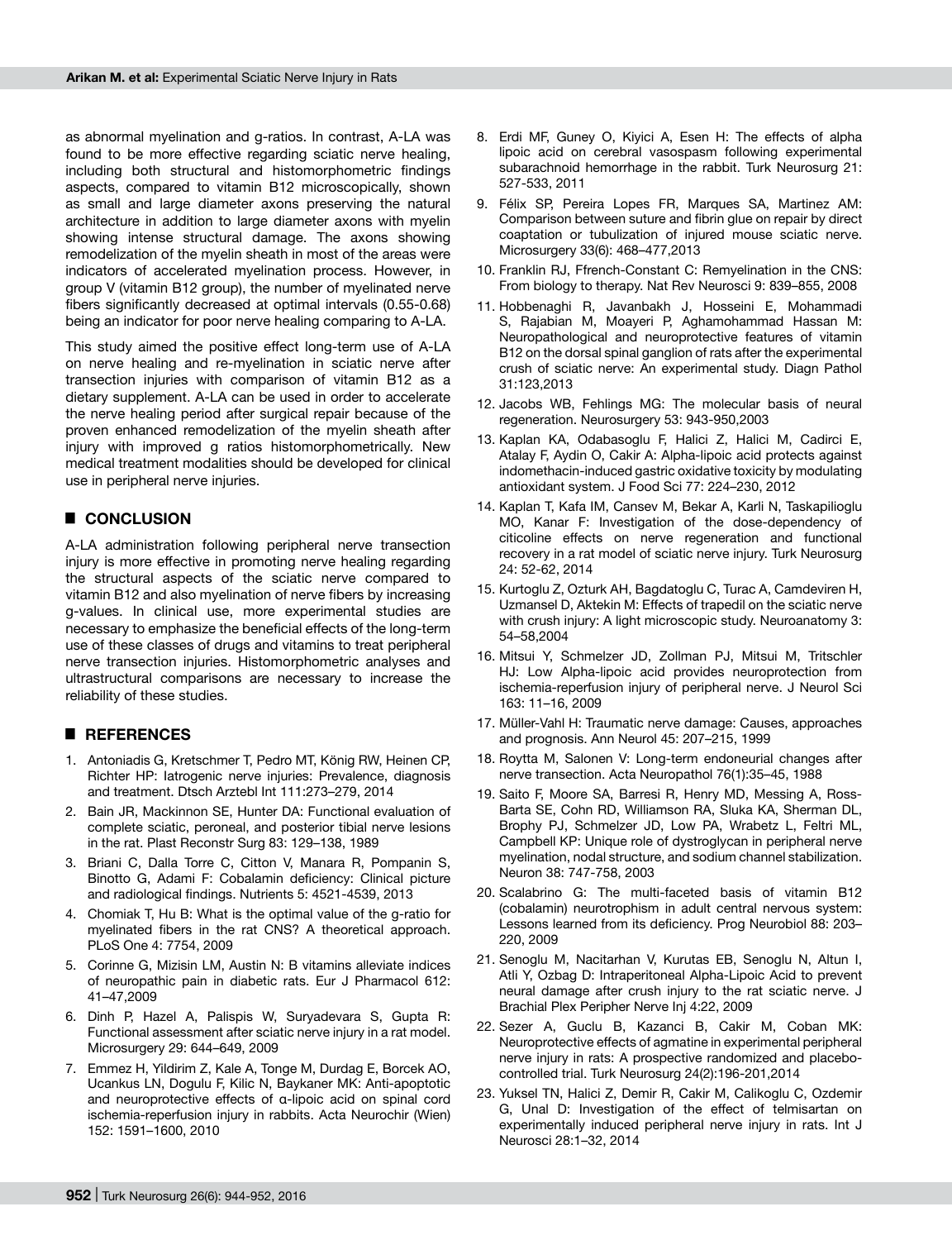as abnormal myelination and g-ratios. In contrast, A-LA was found to be more effective regarding sciatic nerve healing, including both structural and histomorphometric findings aspects, compared to vitamin B12 microscopically, shown as small and large diameter axons preserving the natural architecture in addition to large diameter axons with myelin showing intense structural damage. The axons showing remodelization of the myelin sheath in most of the areas were indicators of accelerated myelination process. However, in group V (vitamin B12 group), the number of myelinated nerve fibers significantly decreased at optimal intervals (0.55-0.68) being an indicator for poor nerve healing comparing to A-LA.

This study aimed the positive effect long-term use of A-LA on nerve healing and re-myelination in sciatic nerve after transection injuries with comparison of vitamin B12 as a dietary supplement. A-LA can be used in order to accelerate the nerve healing period after surgical repair because of the proven enhanced remodelization of the myelin sheath after injury with improved g ratios histomorphometrically. New medical treatment modalities should be developed for clinical use in peripheral nerve injuries.

## CONCLUSION

A-LA administration following peripheral nerve transection injury is more effective in promoting nerve healing regarding the structural aspects of the sciatic nerve compared to vitamin B12 and also myelination of nerve fibers by increasing g-values. In clinical use, more experimental studies are necessary to emphasize the beneficial effects of the long-term use of these classes of drugs and vitamins to treat peripheral nerve transection injuries. Histomorphometric analyses and ultrastructural comparisons are necessary to increase the reliability of these studies.

## REFERENCES

1. Antoniadis G, Kretschmer T, Pedro MT, König RW, Heinen CP, Richter HP: Iatrogenic nerve injuries: Prevalence, diagnosis and treatment. Dtsch Arztebl Int 111:273–279, 2014
2. Bain JR, Mackinnon SE, Hunter DA: Functional evaluation of complete sciatic, peroneal, and posterior tibial nerve lesions in the rat. Plast Reconstr Surg 83: 129–138, 1989
3. Briani C, Dalla Torre C, Citton V, Manara R, Pompanin S, Binotto G, Adami F: Cobalamin deficiency: Clinical picture and radiological findings. Nutrients 5: 4521-4539, 2013
4. Chomiak T, Hu B: What is the optimal value of the g-ratio for myelinated fibers in the rat CNS? A theoretical approach. PLoS One 4: 7754, 2009
5. Corinne G, Mizisin LM, Austin N: B vitamins alleviate indices of neuropathic pain in diabetic rats. Eur J Pharmacol 612: 41–47,2009
6. Dinh P, Hazel A, Palispis W, Suryadevara S, Gupta R: Functional assessment after sciatic nerve injury in a rat model. Microsurgery 29: 644–649, 2009
7. Emmez H, Yildirim Z, Kale A, Tonge M, Durdag E, Borcek AO, Ucankus LN, Dogulu F, Kilic N, Baykaner MK: Anti-apoptotic and neuroprotective effects of α-lipoic acid on spinal cord ischemia-reperfusion injury in rabbits. Acta Neurochir (Wien) 152: 1591–1600, 2010
8. Erdi MF, Guney O, Kiyici A, Esen H: The effects of alpha lipoic acid on cerebral vasospasm following experimental subarachnoid hemorrhage in the rabbit. Turk Neurosurg 21: 527-533, 2011
9. Félix SP, Pereira Lopes FR, Marques SA, Martinez AM: Comparison between suture and fibrin glue on repair by direct coaptation or tubulization of injured mouse sciatic nerve. Microsurgery 33(6): 468–477,2013
10. Franklin RJ, Ffrench-Constant C: Remyelination in the CNS: From biology to therapy. Nat Rev Neurosci 9: 839–855, 2008
11. Hobbenaghi R, Javanbakh J, Hosseini E, Mohammadi S, Rajabian M, Moayeri P, Aghamohammad Hassan M: Neuropathological and neuroprotective features of vitamin B12 on the dorsal spinal ganglion of rats after the experimental crush of sciatic nerve: An experimental study. Diagn Pathol 31:123,2013
12. Jacobs WB, Fehlings MG: The molecular basis of neural regeneration. Neurosurgery 53: 943-950,2003
13. Kaplan KA, Odabasoglu F, Halici Z, Halici M, Cadirci E, Atalay F, Aydin O, Cakir A: Alpha-lipoic acid protects against indomethacin-induced gastric oxidative toxicity by modulating antioxidant system. J Food Sci 77: 224–230, 2012
14. Kaplan T, Kafa IM, Cansev M, Bekar A, Karli N, Taskapilioglu MO, Kanar F: Investigation of the dose-dependency of citicoline effects on nerve regeneration and functional recovery in a rat model of sciatic nerve injury. Turk Neurosurg 24: 52-62, 2014
15. Kurtoglu Z, Ozturk AH, Bagdatoglu C, Turac A, Camdeviren H, Uzmansel D, Aktekin M: Effects of trapedil on the sciatic nerve with crush injury: A light microscopic study. Neuroanatomy 3: 54–58,2004
16. Mitsui Y, Schmelzer JD, Zollman PJ, Mitsui M, Tritschler HJ: Low Alpha-lipoic acid provides neuroprotection from ischemia-reperfusion injury of peripheral nerve. J Neurol Sci 163: 11–16, 2009
17. Müller-Vahl H: Traumatic nerve damage: Causes, approaches and prognosis. Ann Neurol 45: 207–215, 1999
18. Roytta M, Salonen V: Long-term endoneurial changes after nerve transection. Acta Neuropathol 76(1):35–45, 1988
19. Saito F, Moore SA, Barresi R, Henry MD, Messing A, Ross-Barta SE, Cohn RD, Williamson RA, Sluka KA, Sherman DL, Brophy PJ, Schmelzer JD, Low PA, Wrabetz L, Feltri ML, Campbell KP: Unique role of dystroglycan in peripheral nerve myelination, nodal structure, and sodium channel stabilization. Neuron 38: 747-758, 2003
20. Scalabrino G: The multi-faceted basis of vitamin B12 (cobalamin) neurotrophism in adult central nervous system: Lessons learned from its deficiency. Prog Neurobiol 88: 203–220, 2009
21. Senoglu M, Nacitarhan V, Kurutas EB, Senoglu N, Altun I, Atli Y, Ozbag D: Intraperitoneal Alpha-Lipoic Acid to prevent neural damage after crush injury to the rat sciatic nerve. J Brachial Plex Peripher Nerve Inj 4:22, 2009
22. Sezer A, Guclu B, Kazanci B, Cakir M, Coban MK: Neuroprotective effects of agmatine in experimental peripheral nerve injury in rats: A prospective randomized and placebo-controlled trial. Turk Neurosurg 24(2):196-201,2014
23. Yuksel TN, Halici Z, Demir R, Cakir M, Calikoglu C, Ozdemir G, Unal D: Investigation of the effect of telmisartan on experimentally induced peripheral nerve injury in rats. Int J Neurosci 28:1–32, 2014